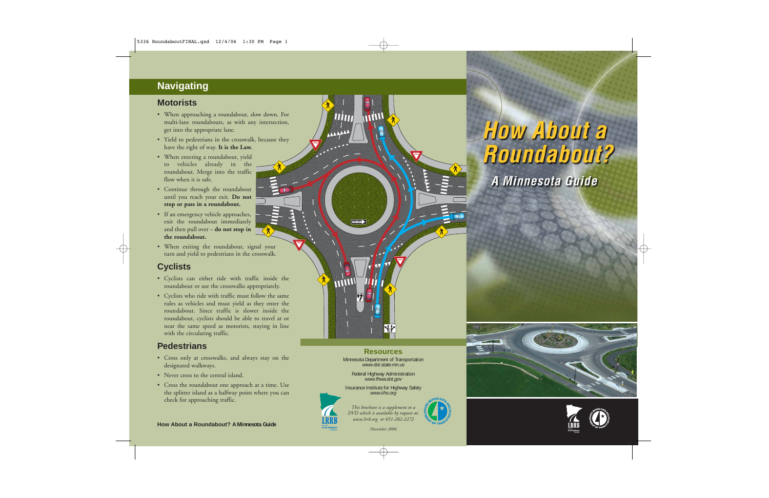## Navigating

### Motorists

- When approaching a roundabout, slow down. For multi-lane roundabouts, as with any intersection, get into the appropriate lane.
- Yield to pedestrians in the crosswalk, because they have the right of way. **It is the Law.**
- When entering a roundabout, yield to vehicles already in the roundabout. Merge into the traffic flow when it is safe.
- Continue through the roundabout until you reach your exit. **Do not stop or pass in a roundabout.**
- If an emergency vehicle approaches, exit the roundabout immediately and then pull over – **do not stop in the roundabout.**
- When exiting the roundabout, signal your turn and yield to pedestrians in the crosswalk.

### Cyclists

- Cyclists can either ride with traffic inside the roundabout or use the crosswalks appropriately.
- Cyclists who ride with traffic must follow the same rules as vehicles and must yield as they enter the roundabout. Since traffic is slower inside the roundabout, cyclists should be able to travel at or near the same speed as motorists, staying in line with the circulating traffic.

### Pedestrians

- Cross only at crosswalks, and always stay on the designated walkways.
- Never cross to the central island.
- Cross the roundabout one approach at a time. Use the splitter island as a halfway point where you can check for approaching traffic.

How About a Roundabout? A Minnesota Guide

### Resources

Minnesota Department of Transportation
*www.dot.state.mn.us*

Federal Highway Administration
*www.fhwa.dot.gov*

Insurance Institute for Highway Safety
*www.iihs.org*

*This brochure is a supplement to a DVD which is available by request at: www.lrrb.org or 651-282-2272*

*November 2006*

# How About a Roundabout?

## A Minnesota Guide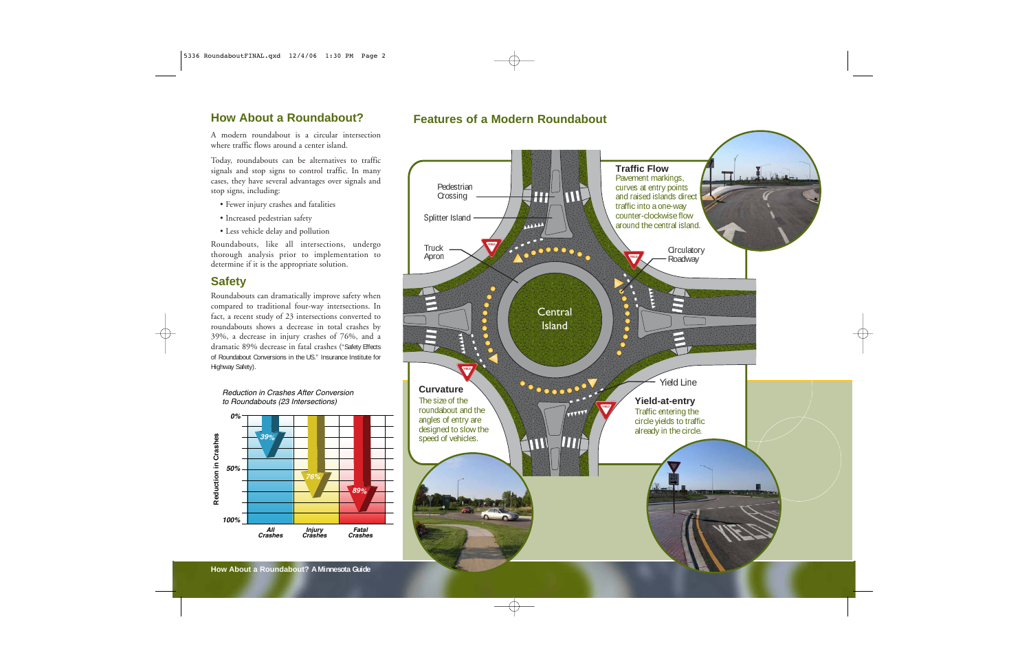## How About a Roundabout?

A modern roundabout is a circular intersection where traffic flows around a center island.

Today, roundabouts can be alternatives to traffic signals and stop signs to control traffic. In many cases, they have several advantages over signals and stop signs, including:

- Fewer injury crashes and fatalities
- Increased pedestrian safety
- Less vehicle delay and pollution

Roundabouts, like all intersections, undergo thorough analysis prior to implementation to determine if it is the appropriate solution.

## Safety

Roundabouts can dramatically improve safety when compared to traditional four-way intersections. In fact, a recent study of 23 intersections converted to roundabouts shows a decrease in total crashes by 39%, a decrease in injury crashes of 76%, and a dramatic 89% decrease in fatal crashes ("Safety Effects of Roundabout Conversions in the US." Insurance Institute for Highway Safety).

*Reduction in Crashes After Conversion to Roundabouts (23 Intersections)*

Reduction in Crashes

0%

50%

100%

39%

76%

89%

*All Crashes*

*Injury Crashes*

*Fatal Crashes*

## Features of a Modern Roundabout

Pedestrian Crossing

Splitter Island

Truck Apron

Central Island

Circulatory Roadway

Yield Line

**Traffic Flow**
Pavement markings, curves at entry points and raised islands direct traffic into a one-way counter-clockwise flow around the central island.

**Curvature**
The size of the roundabout and the angles of entry are designed to slow the speed of vehicles.

**Yield-at-entry**
Traffic entering the circle yields to traffic already in the circle.